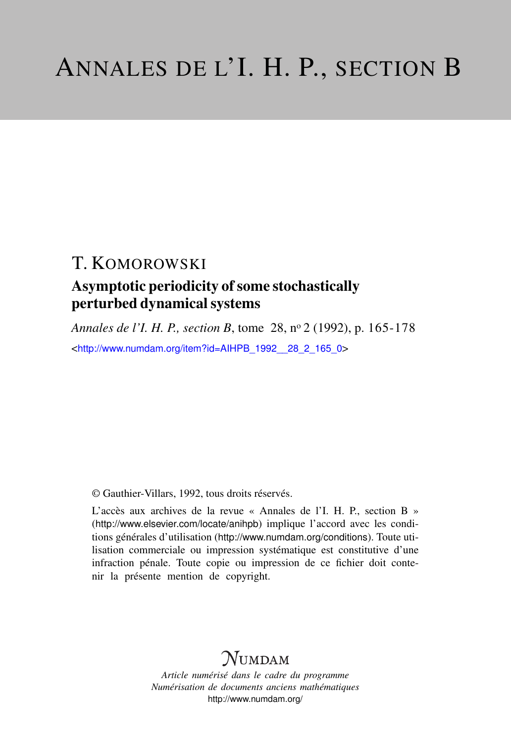# ANNALES DE L'I. H. P., SECTION B

## T. KOMOROWSKI

### Asymptotic periodicity of some stochastically perturbed dynamical systems

*Annales de l'I. H. P., section B*, tome 28, nº 2 (1992), p. 165-178

<http://www.numdam.org/item?id=AIHPB_1992__28_2_165_0>

© Gauthier-Villars, 1992, tous droits réservés.

L'accès aux archives de la revue « Annales de l'I. H. P., section B » (http://www.elsevier.com/locate/anihpb) implique l'accord avec les conditions générales d'utilisation (http://www.numdam.org/conditions). Toute utilisation commerciale ou impression systématique est constitutive d'une infraction pénale. Toute copie ou impression de ce fichier doit contenir la présente mention de copyright.

NUMDAM

*Article numérisé dans le cadre du programme*
*Numérisation de documents anciens mathématiques*
http://www.numdam.org/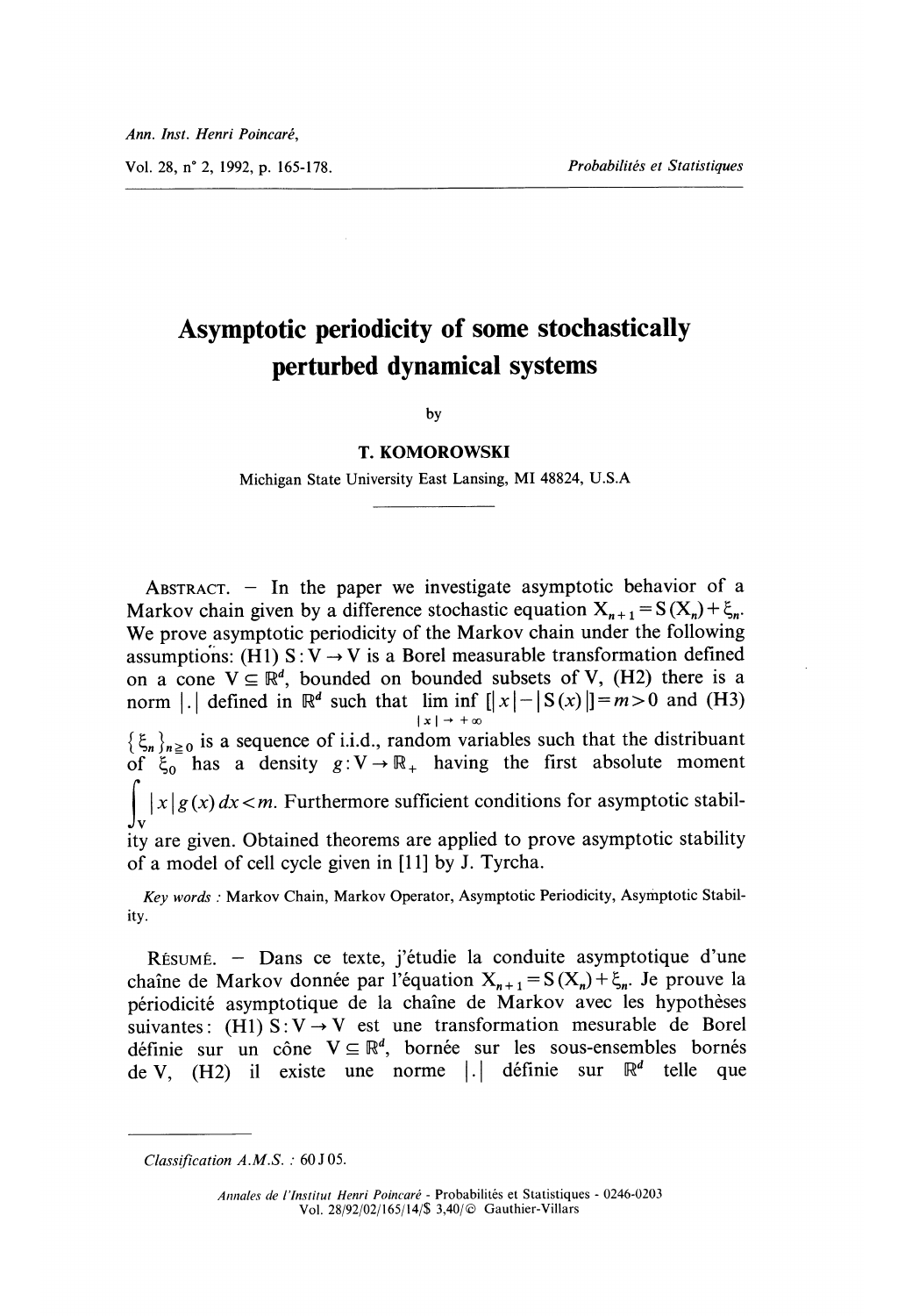# Asymptotic periodicity of some stochastically perturbed dynamical systems

by

**T. KOMOROWSKI**

Michigan State University East Lansing, MI 48824, U.S.A

---

ABSTRACT. — In the paper we investigate asymptotic behavior of a Markov chain given by a difference stochastic equation $X_{n+1} = S(X_n) + \xi_n$. We prove asymptotic periodicity of the Markov chain under the following assumptions: (H1) $S: V \to V$ is a Borel measurable transformation defined on a cone $V \subseteq \mathbb{R}^d$, bounded on bounded subsets of V, (H2) there is a norm $|.|$ defined in $\mathbb{R}^d$ such that $\liminf_{|x| \to +\infty} [|x| - |S(x)|] = m > 0$ and (H3) $\{\xi_n\}_{n \geq 0}$ is a sequence of i.i.d., random variables such that the distribuant of $\xi_0$ has a density $g: V \to \mathbb{R}_+$ having the first absolute moment $\int_V |x| g(x) \, dx < m$. Furthermore sufficient conditions for asymptotic stability are given. Obtained theorems are applied to prove asymptotic stability of a model of cell cycle given in [11] by J. Tyrcha.

*Key words :* Markov Chain, Markov Operator, Asymptotic Periodicity, Asymptotic Stability.

RÉSUMÉ. — Dans ce texte, j'étudie la conduite asymptotique d'une chaîne de Markov donnée par l'équation $X_{n+1} = S(X_n) + \xi_n$. Je prouve la périodicité asymptotique de la chaîne de Markov avec les hypothèses suivantes: (H1) $S: V \to V$ est une transformation mesurable de Borel définie sur un cône $V \subseteq \mathbb{R}^d$, bornée sur les sous-ensembles bornés de V, (H2) il existe une norme $|.|$ définie sur $\mathbb{R}^d$ telle que

---

*Classification A.M.S. :* 60 J 05.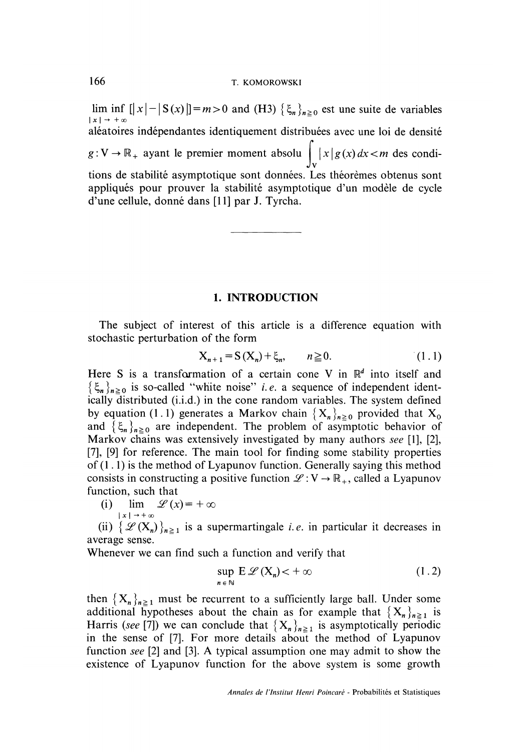$\liminf_{|x| \to +\infty} [|x| - |S(x)|] = m > 0$ and (H3) $\{\xi_n\}_{n \geq 0}$ est une suite de variables aléatoires indépendantes identiquement distribuées avec une loi de densité $g: V \to \mathbb{R}_+$ ayant le premier moment absolu $\int_V |x| g(x) dx < m$ des conditions de stabilité asymptotique sont données. Les théorèmes obtenus sont appliqués pour prouver la stabilité asymptotique d'un modèle de cycle d'une cellule, donné dans [11] par J. Tyrcha.

---

## 1. INTRODUCTION

The subject of interest of this article is a difference equation with stochastic perturbation of the form

$$X_{n+1} = S(X_n) + \xi_n, \qquad n \geq 0. \tag{1.1}$$

Here S is a transformation of a certain cone V in $\mathbb{R}^d$ into itself and $\{\xi_n\}_{n \geq 0}$ is so-called "white noise" *i.e.* a sequence of independent identically distributed (i.i.d.) in the cone random variables. The system defined by equation (1.1) generates a Markov chain $\{X_n\}_{n \geq 0}$ provided that $X_0$ and $\{\xi_n\}_{n \geq 0}$ are independent. The problem of asymptotic behavior of Markov chains was extensively investigated by many authors *see* [1], [2], [7], [9] for reference. The main tool for finding some stability properties of (1.1) is the method of Lyapunov function. Generally saying this method consists in constructing a positive function $\mathcal{L}: V \to \mathbb{R}_+$, called a Lyapunov function, such that

(i) $\lim_{|x| \to +\infty} \mathcal{L}(x) = +\infty$

(ii) $\{\mathcal{L}(X_n)\}_{n \geq 1}$ is a supermartingale *i.e.* in particular it decreases in average sense.

Whenever we can find such a function and verify that

$$\sup_{n \in \mathbb{N}} E\mathcal{L}(X_n) < +\infty \tag{1.2}$$

then $\{X_n\}_{n \geq 1}$ must be recurrent to a sufficiently large ball. Under some additional hypotheses about the chain as for example that $\{X_n\}_{n \geq 1}$ is Harris (*see* [7]) we can conclude that $\{X_n\}_{n \geq 1}$ is asymptotically periodic in the sense of [7]. For more details about the method of Lyapunov function *see* [2] and [3]. A typical assumption one may admit to show the existence of Lyapunov function for the above system is some growth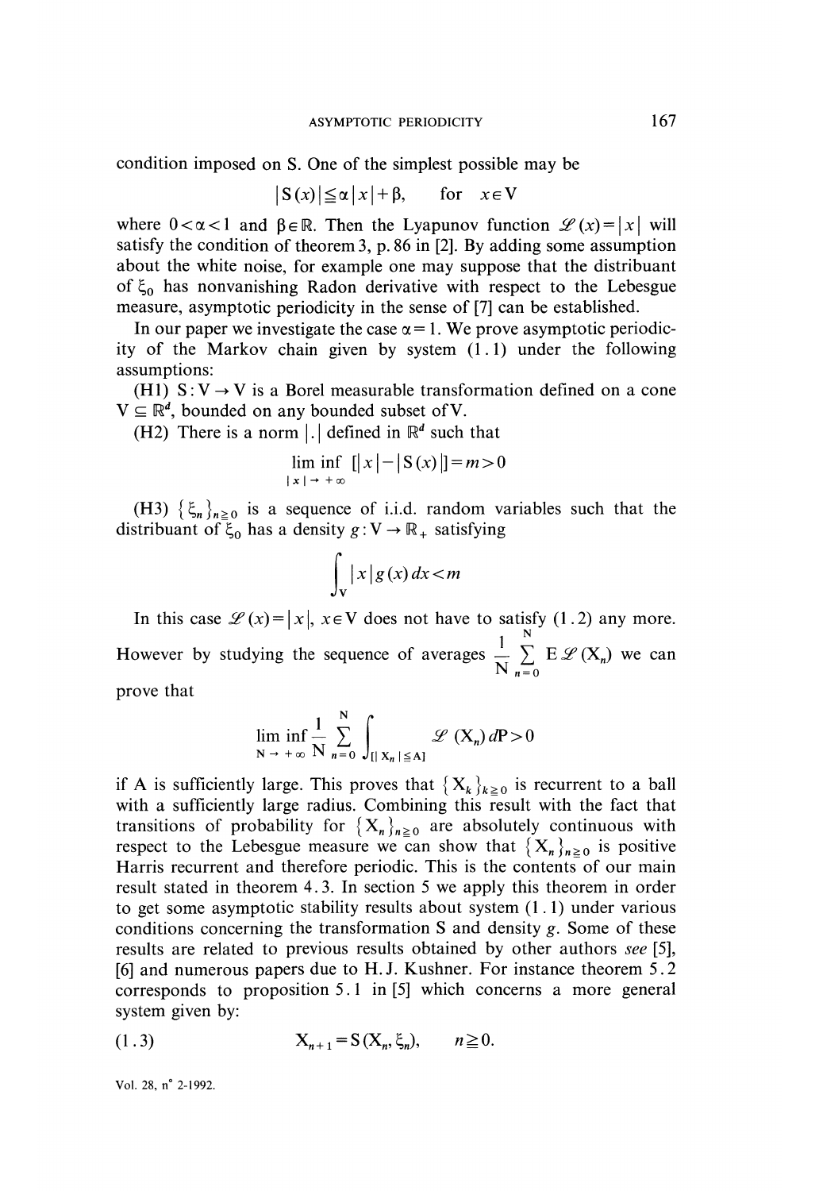condition imposed on S. One of the simplest possible may be

$$|S(x)| \leq \alpha |x| + \beta, \qquad \text{for} \quad x \in V$$

where $0 < \alpha < 1$ and $\beta \in \mathbb{R}$. Then the Lyapunov function $\mathscr{L}(x) = |x|$ will satisfy the condition of theorem 3, p. 86 in [2]. By adding some assumption about the white noise, for example one may suppose that the distribuant of $\xi_0$ has nonvanishing Radon derivative with respect to the Lebesgue measure, asymptotic periodicity in the sense of [7] can be established.

In our paper we investigate the case $\alpha = 1$. We prove asymptotic periodicity of the Markov chain given by system (1.1) under the following assumptions:

(H1) $S : V \to V$ is a Borel measurable transformation defined on a cone $V \subseteq \mathbb{R}^d$, bounded on any bounded subset of V.

(H2) There is a norm $|.|$ defined in $\mathbb{R}^d$ such that

$$\liminf_{|x| \to +\infty} [|x| - |S(x)|] = m > 0$$

(H3) $\{\xi_n\}_{n \geq 0}$ is a sequence of i.i.d. random variables such that the distribuant of $\xi_0$ has a density $g : V \to \mathbb{R}_+$ satisfying

$$\int_V |x| g(x) \, dx < m$$

In this case $\mathscr{L}(x) = |x|$, $x \in V$ does not have to satisfy (1.2) any more. However by studying the sequence of averages $\frac{1}{N} \sum_{n=0}^{N} E \mathscr{L}(X_n)$ we can prove that

$$\liminf_{N \to +\infty} \frac{1}{N} \sum_{n=0}^{N} \int_{[|X_n| \leq A]} \mathscr{L}(X_n) \, dP > 0$$

if A is sufficiently large. This proves that $\{X_k\}_{k \geq 0}$ is recurrent to a ball with a sufficiently large radius. Combining this result with the fact that transitions of probability for $\{X_n\}_{n \geq 0}$ are absolutely continuous with respect to the Lebesgue measure we can show that $\{X_n\}_{n \geq 0}$ is positive Harris recurrent and therefore periodic. This is the contents of our main result stated in theorem 4.3. In section 5 we apply this theorem in order to get some asymptotic stability results about system (1.1) under various conditions concerning the transformation S and density $g$. Some of these results are related to previous results obtained by other authors *see* [5], [6] and numerous papers due to H. J. Kushner. For instance theorem 5.2 corresponds to proposition 5.1 in [5] which concerns a more general system given by:

$$X_{n+1} = S(X_n, \xi_n), \qquad n \geq 0. \tag{1.3}$$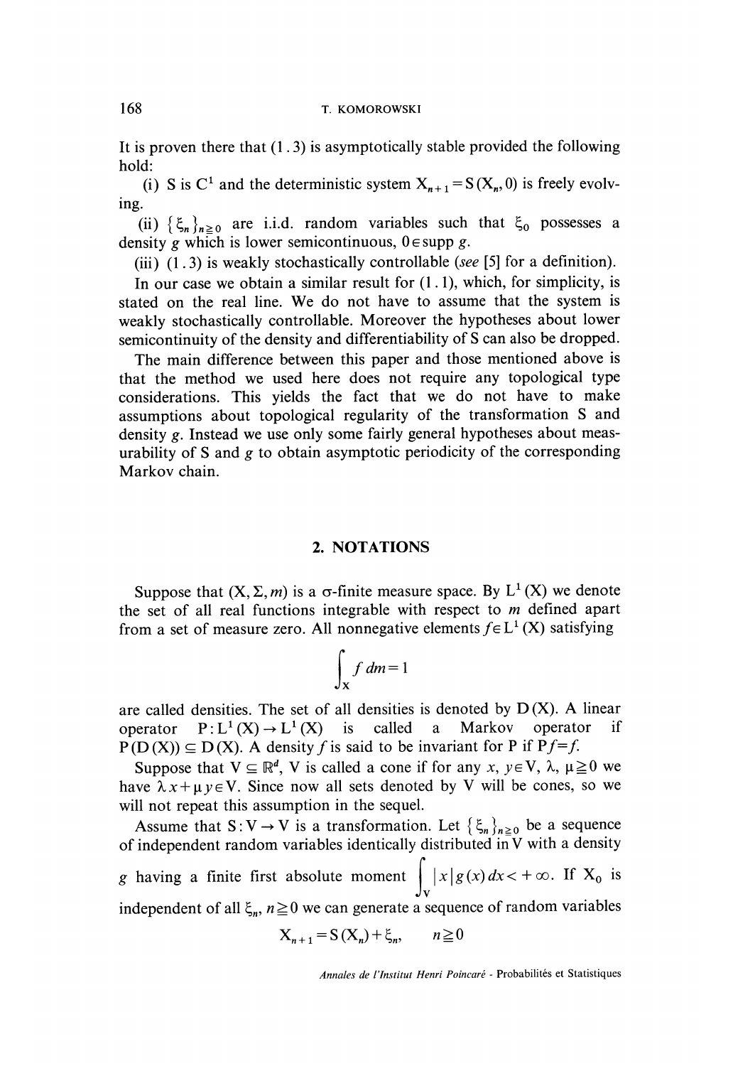It is proven there that (1.3) is asymptotically stable provided the following hold:

(i) S is $C^1$ and the deterministic system $X_{n+1} = S(X_n, 0)$ is freely evolving.

(ii) $\{\xi_n\}_{n \geq 0}$ are i.i.d. random variables such that $\xi_0$ possesses a density $g$ which is lower semicontinuous, $0 \in \text{supp } g$.

(iii) (1.3) is weakly stochastically controllable (*see* [5] for a definition).

In our case we obtain a similar result for (1.1), which, for simplicity, is stated on the real line. We do not have to assume that the system is weakly stochastically controllable. Moreover the hypotheses about lower semicontinuity of the density and differentiability of S can also be dropped.

The main difference between this paper and those mentioned above is that the method we used here does not require any topological type considerations. This yields the fact that we do not have to make assumptions about topological regularity of the transformation S and density g. Instead we use only some fairly general hypotheses about measurability of S and g to obtain asymptotic periodicity of the corresponding Markov chain.

## 2. NOTATIONS

Suppose that $(X, \Sigma, m)$ is a $\sigma$-finite measure space. By $L^1(X)$ we denote the set of all real functions integrable with respect to $m$ defined apart from a set of measure zero. All nonnegative elements $f \in L^1(X)$ satisfying

$$\int_X f \, dm = 1$$

are called densities. The set of all densities is denoted by $D(X)$. A linear operator $P: L^1(X) \to L^1(X)$ is called a Markov operator if $P(D(X)) \subseteq D(X)$. A density $f$ is said to be invariant for P if $Pf = f$.

Suppose that $V \subseteq \mathbb{R}^d$, V is called a cone if for any $x, y \in V$, $\lambda, \mu \geq 0$ we have $\lambda x + \mu y \in V$. Since now all sets denoted by V will be cones, so we will not repeat this assumption in the sequel.

Assume that $S: V \to V$ is a transformation. Let $\{\xi_n\}_{n \geq 0}$ be a sequence of independent random variables identically distributed in V with a density $g$ having a finite first absolute moment $\int_V |x| g(x) \, dx < +\infty$. If $X_0$ is independent of all $\xi_n$, $n \geq 0$ we can generate a sequence of random variables

$$X_{n+1} = S(X_n) + \xi_n, \qquad n \geq 0$$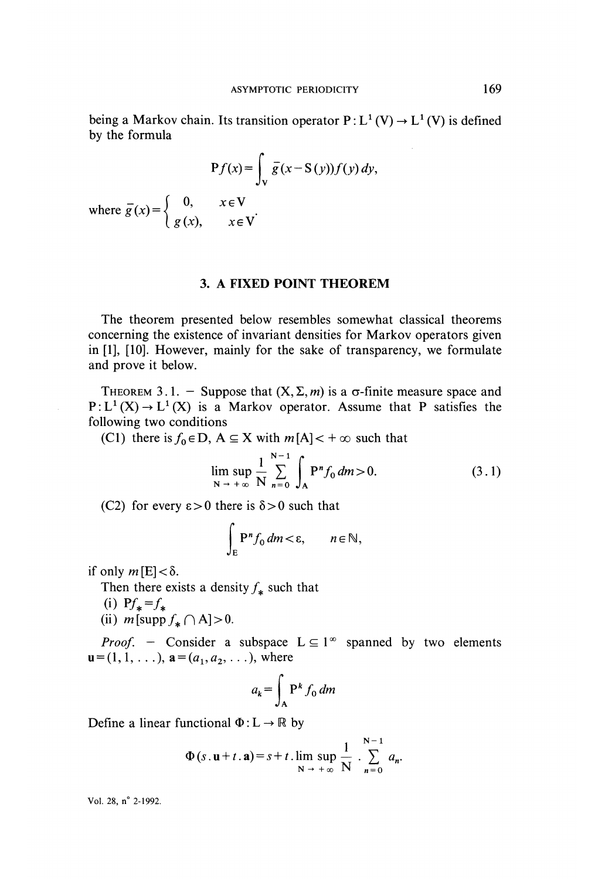being a Markov chain. Its transition operator $P : L^1(V) \to L^1(V)$ is defined by the formula

$$Pf(x) = \int_V \bar{g}(x - S(y)) f(y)\, dy,$$

where $\bar{g}(x) = \begin{cases} 0, & x \in V \\ g(x), & x \in V \end{cases}$.

## 3. A FIXED POINT THEOREM

The theorem presented below resembles somewhat classical theorems concerning the existence of invariant densities for Markov operators given in [1], [10]. However, mainly for the sake of transparency, we formulate and prove it below.

THEOREM 3.1. – Suppose that $(X, \Sigma, m)$ is a σ-finite measure space and $P : L^1(X) \to L^1(X)$ is a Markov operator. Assume that P satisfies the following two conditions

(C1) there is $f_0 \in D$, $A \subseteq X$ with $m[A] < +\infty$ such that

$$\limsup_{N \to +\infty} \frac{1}{N} \sum_{n=0}^{N-1} \int_A P^n f_0 \, dm > 0. \tag{3.1}$$

(C2) for every $\varepsilon > 0$ there is $\delta > 0$ such that

$$\int_E P^n f_0 \, dm < \varepsilon, \qquad n \in \mathbb{N},$$

if only $m[E] < \delta$.

Then there exists a density $f_*$ such that

(i) $Pf_* = f_*$

(ii) $m[\operatorname{supp} f_* \cap A] > 0$.

*Proof.* – Consider a subspace $L \subseteq l^\infty$ spanned by two elements $\mathbf{u} = (1, 1, \ldots)$, $\mathbf{a} = (a_1, a_2, \ldots)$, where

$$a_k = \int_A P^k f_0 \, dm$$

Define a linear functional $\Phi : L \to \mathbb{R}$ by

$$\Phi(s.\mathbf{u} + t.\mathbf{a}) = s + t.\limsup_{N \to +\infty} \frac{1}{N} . \sum_{n=0}^{N-1} a_n.$$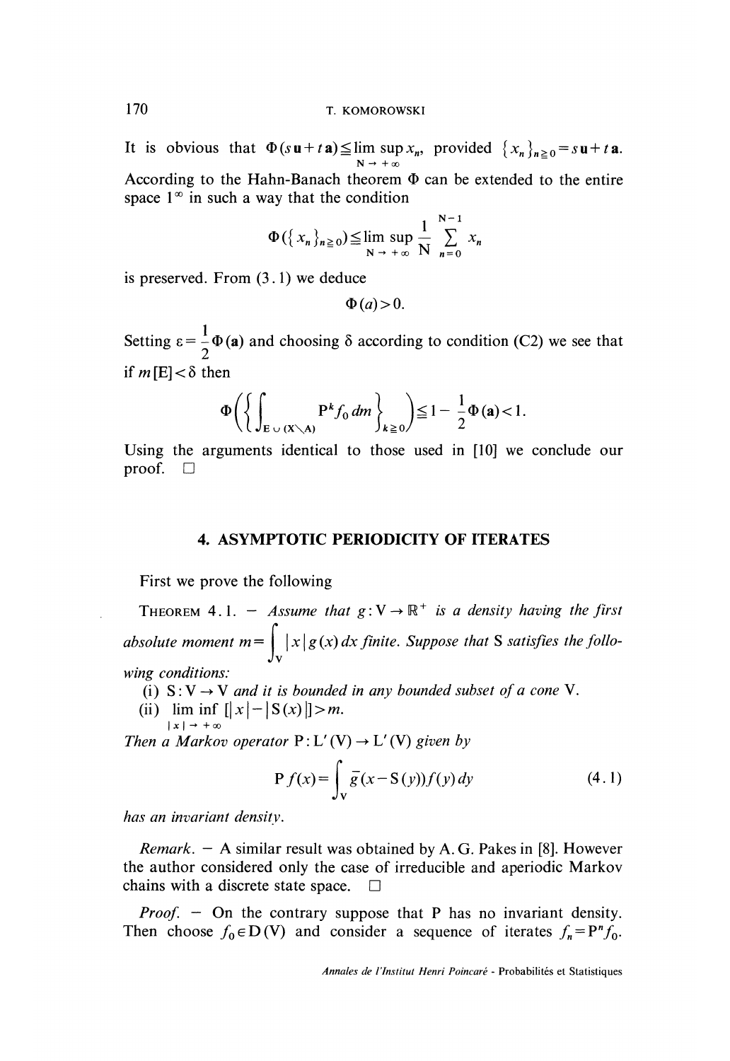It is obvious that $\Phi(s\mathbf{u}+t\mathbf{a}) \leqq \limsup_{N \to +\infty} x_n$, provided $\{x_n\}_{n \geqq 0} = s\mathbf{u}+t\mathbf{a}$. According to the Hahn-Banach theorem $\Phi$ can be extended to the entire space $l^\infty$ in such a way that the condition

$$\Phi(\{x_n\}_{n \geqq 0}) \leqq \limsup_{N \to +\infty} \frac{1}{N} \sum_{n=0}^{N-1} x_n$$

is preserved. From (3.1) we deduce

$$\Phi(a) > 0.$$

Setting $\varepsilon = \frac{1}{2}\Phi(\mathbf{a})$ and choosing $\delta$ according to condition (C2) we see that if $m[\mathrm{E}] < \delta$ then

$$\Phi\left(\left\{\int_{\mathrm{E} \cup (\mathrm{X} \setminus \mathrm{A})} \mathrm{P}^k f_0 \, dm\right\}_{k \geqq 0}\right) \leqq 1 - \frac{1}{2}\Phi(\mathbf{a}) < 1.$$

Using the arguments identical to those used in [10] we conclude our proof. □

## 4. ASYMPTOTIC PERIODICITY OF ITERATES

First we prove the following

THEOREM 4.1. — *Assume that $g : \mathrm{V} \to \mathbb{R}^+$ is a density having the first absolute moment $m = \int_{\mathrm{V}} |x| g(x) \, dx$ finite. Suppose that* S *satisfies the following conditions:*

(i) $\mathrm{S} : \mathrm{V} \to \mathrm{V}$ *and it is bounded in any bounded subset of a cone* V.

(ii) $\liminf_{|x| \to +\infty} [|x| - |\mathrm{S}(x)|] > m$.

*Then a Markov operator $\mathrm{P} : \mathrm{L}'(\mathrm{V}) \to \mathrm{L}'(\mathrm{V})$ given by*

$$\mathrm{P} f(x) = \int_{\mathrm{V}} \bar{g}(x - \mathrm{S}(y)) f(y) \, dy \tag{4.1}$$

*has an invariant density.*

*Remark.* — A similar result was obtained by A. G. Pakes in [8]. However the author considered only the case of irreducible and aperiodic Markov chains with a discrete state space. □

*Proof.* — On the contrary suppose that P has no invariant density. Then choose $f_0 \in \mathrm{D}(\mathrm{V})$ and consider a sequence of iterates $f_n = \mathrm{P}^n f_0$.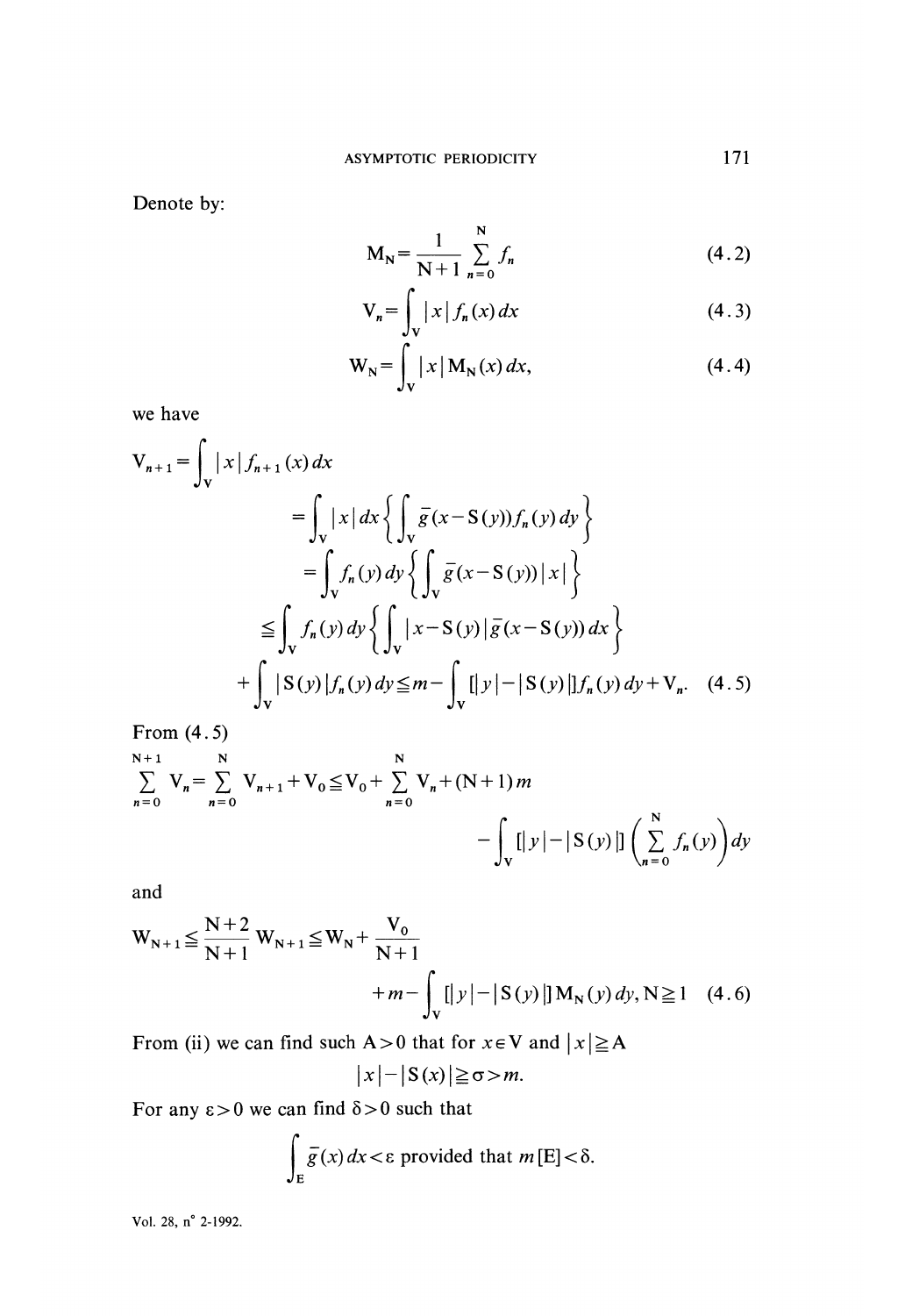Denote by:

$$\mathrm{M_N} = \frac{1}{\mathrm{N}+1} \sum_{n=0}^{\mathrm{N}} f_n \tag{4.2}$$

$$\mathrm{V}_n = \int_{\mathrm{V}} |x| f_n(x)\, dx \tag{4.3}$$

$$\mathrm{W_N} = \int_{\mathrm{V}} |x| \mathrm{M_N}(x)\, dx, \tag{4.4}$$

we have

$$\begin{aligned}
\mathrm{V}_{n+1} &= \int_{\mathrm{V}} |x| f_{n+1}(x)\, dx \\
&= \int_{\mathrm{V}} |x|\, dx \left\{ \int_{\mathrm{V}} \bar{g}(x - \mathrm{S}(y)) f_n(y)\, dy \right\} \\
&= \int_{\mathrm{V}} f_n(y)\, dy \left\{ \int_{\mathrm{V}} \bar{g}(x - \mathrm{S}(y)) |x| \right\} \\
&\leqq \int_{\mathrm{V}} f_n(y)\, dy \left\{ \int_{\mathrm{V}} |x - \mathrm{S}(y)| \bar{g}(x - \mathrm{S}(y))\, dx \right\} \\
&\quad + \int_{\mathrm{V}} |\mathrm{S}(y)| f_n(y)\, dy \leqq m - \int_{\mathrm{V}} [|y| - |\mathrm{S}(y)|] f_n(y)\, dy + \mathrm{V}_n. \qquad (4.5)
\end{aligned}$$

From (4.5)

$$\sum_{n=0}^{\mathrm{N}+1} \mathrm{V}_n = \sum_{n=0}^{\mathrm{N}} \mathrm{V}_{n+1} + \mathrm{V}_0 \leqq \mathrm{V}_0 + \sum_{n=0}^{\mathrm{N}} \mathrm{V}_n + (\mathrm{N}+1)\, m - \int_{\mathrm{V}} [|y| - |\mathrm{S}(y)|] \left( \sum_{n=0}^{\mathrm{N}} f_n(y) \right) dy$$

and

$$\mathrm{W_{N+1}} \leqq \frac{\mathrm{N}+2}{\mathrm{N}+1} \mathrm{W_{N+1}} \leqq \mathrm{W_N} + \frac{\mathrm{V}_0}{\mathrm{N}+1} + m - \int_{\mathrm{V}} [|y| - |\mathrm{S}(y)|] \mathrm{M_N}(y)\, dy, \quad \mathrm{N} \geqq 1 \tag{4.6}$$

From (ii) we can find such $\mathrm{A} > 0$ that for $x \in \mathrm{V}$ and $|x| \geqq \mathrm{A}$

$$|x| - |\mathrm{S}(x)| \geqq \sigma > m.$$

For any $\varepsilon > 0$ we can find $\delta > 0$ such that

$$\int_{\mathrm{E}} \bar{g}(x)\, dx < \varepsilon \text{ provided that } m[\mathrm{E}] < \delta.$$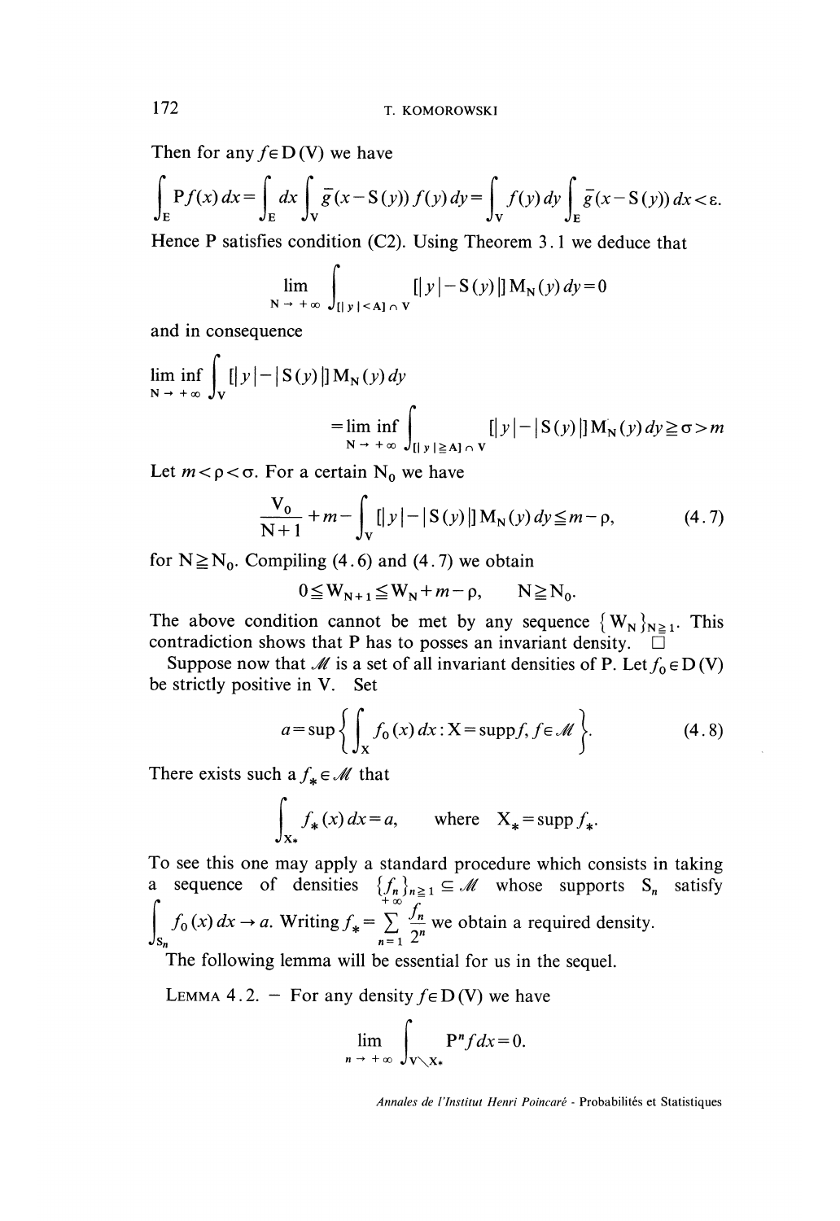Then for any $f \in D(V)$ we have

$$\int_E Pf(x)\,dx = \int_E dx \int_V \bar{g}(x - S(y)) f(y)\,dy = \int_V f(y)\,dy \int_E \bar{g}(x - S(y))\,dx < \varepsilon.$$

Hence P satisfies condition (C2). Using Theorem 3.1 we deduce that

$$\lim_{N \to +\infty} \int_{[|y| < A] \cap V} [|y| - S(y)|] M_N(y)\,dy = 0$$

and in consequence

$$\liminf_{N \to +\infty} \int_V [|y| - |S(y)|] M_N(y)\,dy$$
$$= \liminf_{N \to +\infty} \int_{[|y| \geq A] \cap V} [|y| - |S(y)|] M_N(y)\,dy \geq \sigma > m$$

Let $m < \rho < \sigma$. For a certain $N_0$ we have

$$\frac{V_0}{N+1} + m - \int_V [|y| - |S(y)|] M_N(y)\,dy \leq m - \rho, \tag{4.7}$$

for $N \geq N_0$. Compiling (4.6) and (4.7) we obtain

$$0 \leq W_{N+1} \leq W_N + m - \rho, \qquad N \geq N_0.$$

The above condition cannot be met by any sequence $\{W_N\}_{N \geq 1}$. This contradiction shows that P has to posses an invariant density. $\square$

Suppose now that $\mathcal{M}$ is a set of all invariant densities of P. Let $f_0 \in D(V)$ be strictly positive in V. Set

$$a = \sup \left\{ \int_X f_0(x)\,dx : X = \operatorname{supp} f, f \in \mathcal{M} \right\}. \tag{4.8}$$

There exists such a $f_* \in \mathcal{M}$ that

$$\int_{X_*} f_*(x)\,dx = a, \qquad \text{where} \quad X_* = \operatorname{supp} f_*.$$

To see this one may apply a standard procedure which consists in taking a sequence of densities $\{f_n\}_{n \geq 1} \subseteq \mathcal{M}$ whose supports $S_n$ satisfy $\int_{S_n} f_0(x)\,dx \to a$. Writing $f_* = \sum_{n=1}^{+\infty} \frac{f_n}{2^n}$ we obtain a required density.

The following lemma will be essential for us in the sequel.

LEMMA 4.2. – For any density $f \in D(V)$ we have

$$\lim_{n \to +\infty} \int_{V \setminus X_*} P^n f\,dx = 0.$$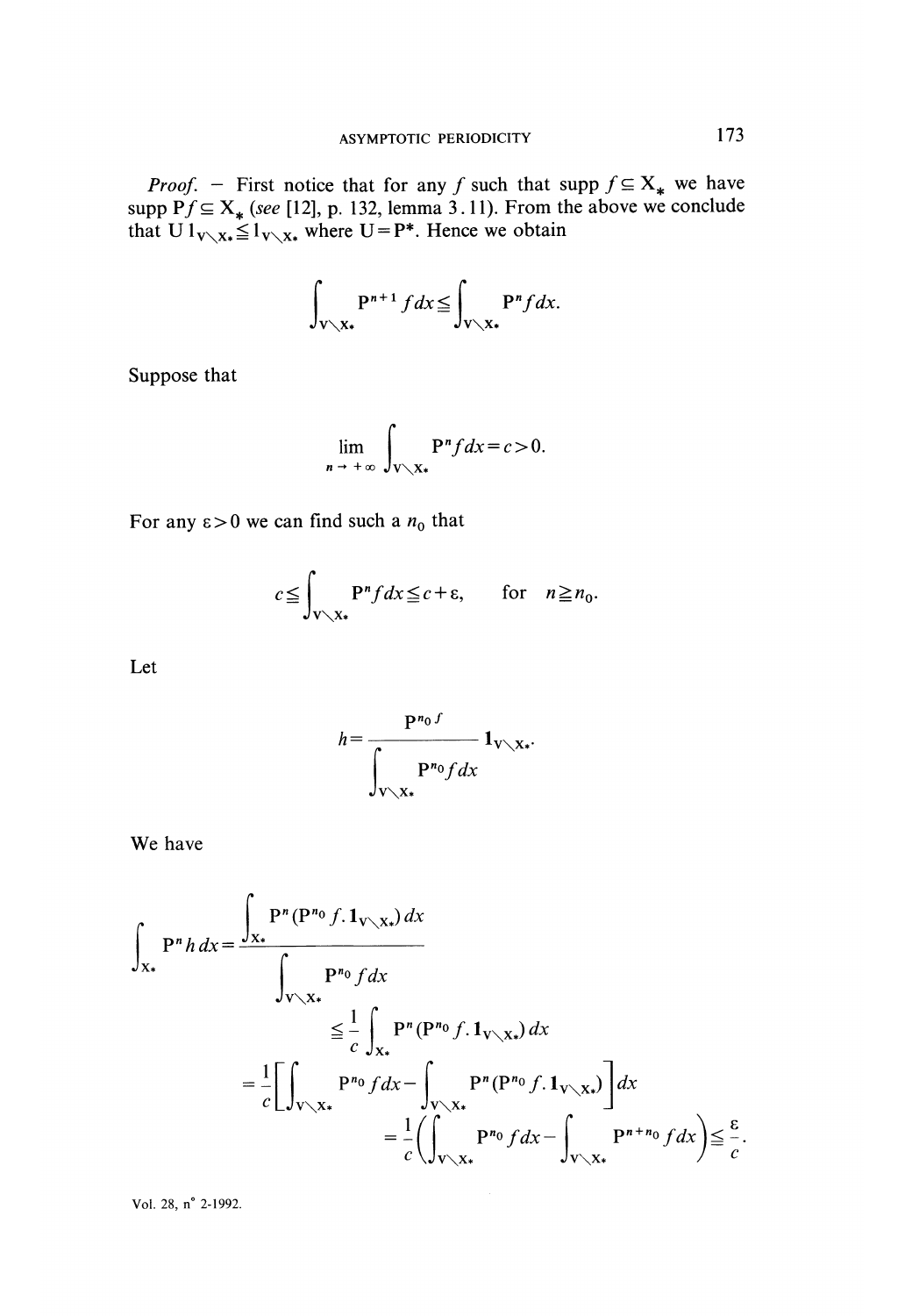*Proof.* — First notice that for any $f$ such that $\operatorname{supp} f \subseteq X_*$ we have $\operatorname{supp} Pf \subseteq X_*$ (*see* [12], p. 132, lemma 3.11). From the above we conclude that $U\, 1_{V \setminus X_*} \leqq 1_{V \setminus X_*}$ where $U = P^*$. Hence we obtain

$$\int_{V \setminus X_*} P^{n+1} f\, dx \leqq \int_{V \setminus X_*} P^n f\, dx.$$

Suppose that

$$\lim_{n \to +\infty} \int_{V \setminus X_*} P^n f\, dx = c > 0.$$

For any $\varepsilon > 0$ we can find such a $n_0$ that

$$c \leqq \int_{V \setminus X_*} P^n f\, dx \leqq c + \varepsilon, \qquad \text{for} \quad n \geqq n_0.$$

Let

$$h = \frac{P^{n_0} f}{\displaystyle\int_{V \setminus X_*} P^{n_0} f\, dx} \mathbf{1}_{V \setminus X_*}.$$

We have

$$\begin{aligned}
\int_{X_*} P^n h\, dx &= \frac{\displaystyle\int_{X_*} P^n (P^{n_0} f . \mathbf{1}_{V \setminus X_*})\, dx}{\displaystyle\int_{V \setminus X_*} P^{n_0} f\, dx} \\
&\leqq \frac{1}{c} \int_{X_*} P^n (P^{n_0} f . \mathbf{1}_{V \setminus X_*})\, dx \\
&= \frac{1}{c} \left[ \int_{V \setminus X_*} P^{n_0} f\, dx - \int_{V \setminus X_*} P^n (P^{n_0} f . \mathbf{1}_{V \setminus X_*}) \right] dx \\
&= \frac{1}{c} \left( \int_{V \setminus X_*} P^{n_0} f\, dx - \int_{V \setminus X_*} P^{n+n_0} f\, dx \right) \leqq \frac{\varepsilon}{c}.
\end{aligned}$$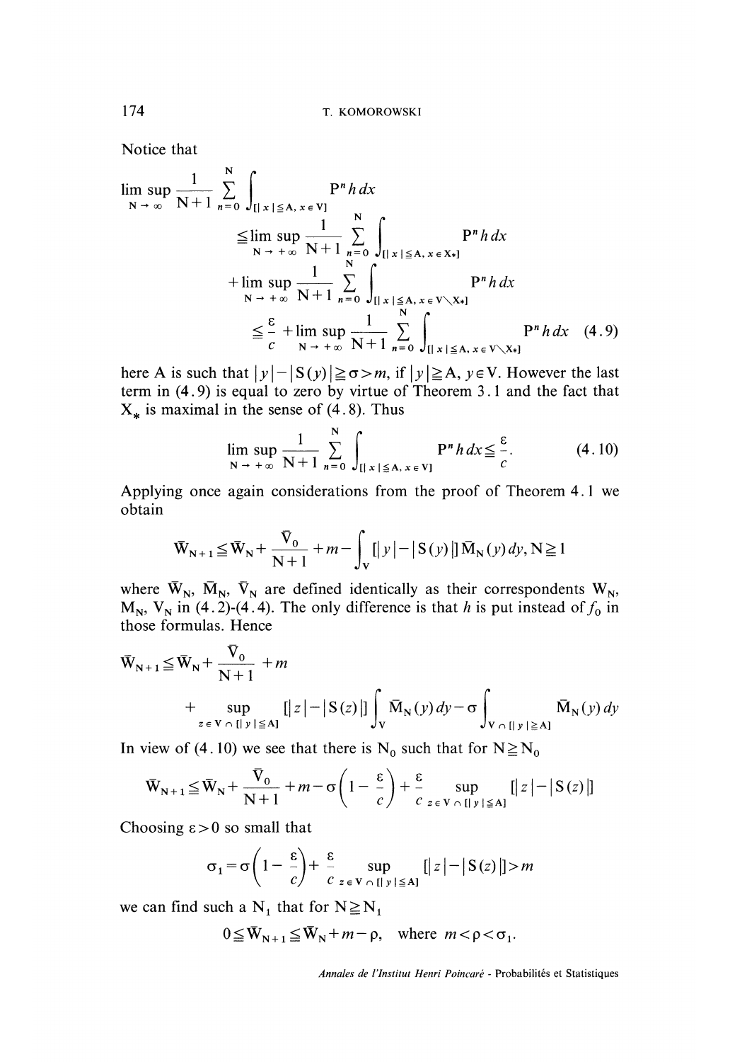Notice that

$$\limsup_{N \to \infty} \frac{1}{N+1} \sum_{n=0}^{N} \int_{[|x| \leqq A,\, x \in V]} P^n h\, dx$$
$$\leqq \limsup_{N \to +\infty} \frac{1}{N+1} \sum_{n=0}^{N} \int_{[|x| \leqq A,\, x \in X_*]} P^n h\, dx$$
$$+ \limsup_{N \to +\infty} \frac{1}{N+1} \sum_{n=0}^{N} \int_{[|x| \leqq A,\, x \in V \setminus X_*]} P^n h\, dx$$
$$\leqq \frac{\varepsilon}{c} + \limsup_{N \to +\infty} \frac{1}{N+1} \sum_{n=0}^{N} \int_{[|x| \leqq A,\, x \in V \setminus X_*]} P^n h\, dx \tag{4.9}$$

here A is such that $|y| - |S(y)| \geqq \sigma > m$, if $|y| \geqq A$, $y \in V$. However the last term in (4.9) is equal to zero by virtue of Theorem 3.1 and the fact that $X_*$ is maximal in the sense of (4.8). Thus

$$\limsup_{N \to +\infty} \frac{1}{N+1} \sum_{n=0}^{N} \int_{[|x| \leqq A,\, x \in V]} P^n h\, dx \leqq \frac{\varepsilon}{c}. \tag{4.10}$$

Applying once again considerations from the proof of Theorem 4.1 we obtain

$$\bar{W}_{N+1} \leqq \bar{W}_N + \frac{\bar{V}_0}{N+1} + m - \int_V [|y| - |S(y)|]\, \bar{M}_N(y)\, dy,\ N \geqq 1$$

where $\bar{W}_N$, $\bar{M}_N$, $\bar{V}_N$ are defined identically as their correspondents $W_N$, $M_N$, $V_N$ in (4.2)-(4.4). The only difference is that $h$ is put instead of $f_0$ in those formulas. Hence

$$\bar{W}_{N+1} \leqq \bar{W}_N + \frac{\bar{V}_0}{N+1} + m$$
$$+ \sup_{z \in V \cap [|y| \leqq A]} [|z| - |S(z)|] \int_V \bar{M}_N(y)\, dy - \sigma \int_{V \cap [|y| \geqq A]} \bar{M}_N(y)\, dy$$

In view of (4.10) we see that there is $N_0$ such that for $N \geqq N_0$

$$\bar{W}_{N+1} \leqq \bar{W}_N + \frac{\bar{V}_0}{N+1} + m - \sigma\left(1 - \frac{\varepsilon}{c}\right) + \frac{\varepsilon}{c} \sup_{z \in V \cap [|y| \leqq A]} [|z| - |S(z)|]$$

Choosing $\varepsilon > 0$ so small that

$$\sigma_1 = \sigma\left(1 - \frac{\varepsilon}{c}\right) + \frac{\varepsilon}{c} \sup_{z \in V \cap [|y| \leqq A]} [|z| - |S(z)|] > m$$

we can find such a $N_1$ that for $N \geqq N_1$

$$0 \leqq \bar{W}_{N+1} \leqq \bar{W}_N + m - \rho, \quad \text{where } m < \rho < \sigma_1.$$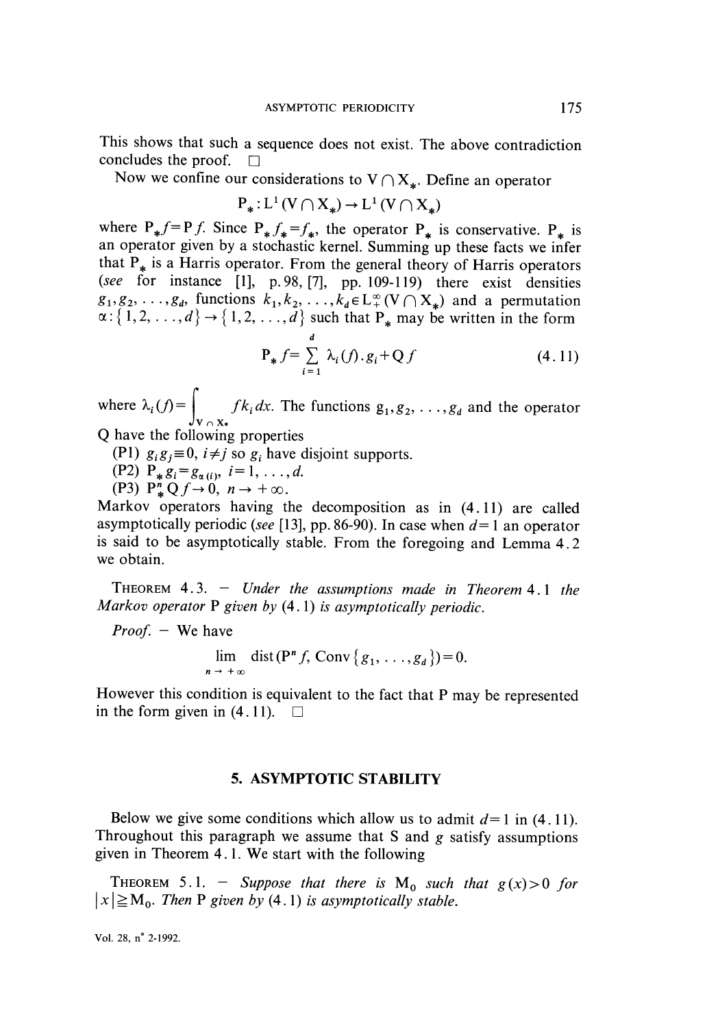This shows that such a sequence does not exist. The above contradiction concludes the proof. □

Now we confine our considerations to $V \cap X_*$. Define an operator

$$P_* : L^1(V \cap X_*) \to L^1(V \cap X_*)$$

where $P_* f = P f$. Since $P_* f_* = f_*$, the operator $P_*$ is conservative. $P_*$ is an operator given by a stochastic kernel. Summing up these facts we infer that $P_*$ is a Harris operator. From the general theory of Harris operators (*see* for instance [1], p. 98, [7], pp. 109-119) there exist densities $g_1, g_2, \ldots, g_d$, functions $k_1, k_2, \ldots, k_d \in L^\infty_+(V \cap X_*)$ and a permutation $\alpha : \{1, 2, \ldots, d\} \to \{1, 2, \ldots, d\}$ such that $P_*$ may be written in the form

$$P_* f = \sum_{i=1}^{d} \lambda_i(f) . g_i + Q f \tag{4.11}$$

where $\lambda_i(f) = \int_{V \cap X_*} f k_i \, dx$. The functions $g_1, g_2, \ldots, g_d$ and the operator Q have the following properties

(P1) $g_i g_j \equiv 0$, $i \neq j$ so $g_i$ have disjoint supports.

(P2) $P_* g_i = g_{\alpha(i)}$, $i = 1, \ldots, d$.

(P3) $P_*^n Q f \to 0$, $n \to +\infty$.

Markov operators having the decomposition as in (4.11) are called asymptotically periodic (*see* [13], pp. 86-90). In case when $d = 1$ an operator is said to be asymptotically stable. From the foregoing and Lemma 4.2 we obtain.

THEOREM 4.3. — *Under the assumptions made in Theorem* 4.1 *the Markov operator* P *given by* (4.1) *is asymptotically periodic.*

*Proof.* — We have

$$\lim_{n \to +\infty} \operatorname{dist}(P^n f, \operatorname{Conv}\{g_1, \ldots, g_d\}) = 0.$$

However this condition is equivalent to the fact that P may be represented in the form given in (4.11). □

## 5. ASYMPTOTIC STABILITY

Below we give some conditions which allow us to admit $d = 1$ in (4.11). Throughout this paragraph we assume that S and $g$ satisfy assumptions given in Theorem 4.1. We start with the following

THEOREM 5.1. — *Suppose that there is* $M_0$ *such that* $g(x) > 0$ *for* $|x| \geqq M_0$. *Then* P *given by* (4.1) *is asymptotically stable.*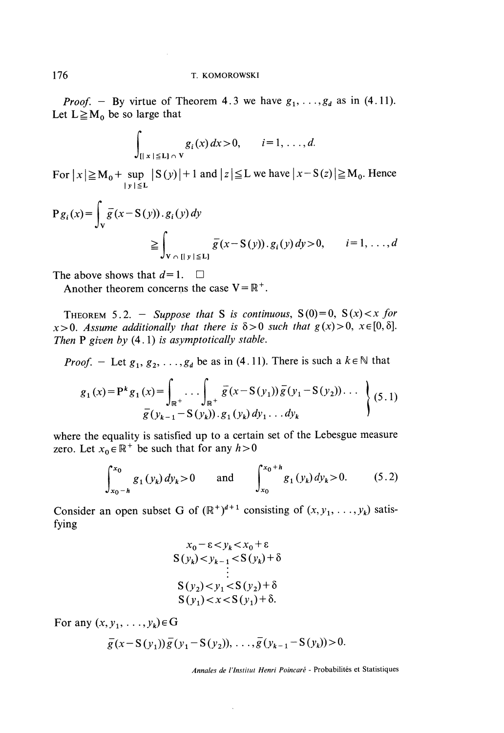*Proof.* – By virtue of Theorem 4.3 we have $g_1, \ldots, g_d$ as in (4.11). Let $L \geqq M_0$ be so large that

$$\int_{[|x| \leqq L] \cap V} g_i(x)\,dx > 0, \qquad i=1, \ldots, d.$$

For $|x| \geqq M_0 + \sup_{|y| \leqq L} |S(y)| + 1$ and $|z| \leqq L$ we have $|x - S(z)| \geqq M_0$. Hence

$$\begin{aligned} P g_i(x) &= \int_V \bar{g}(x - S(y)) \cdot g_i(y)\,dy \\ &\geqq \int_{V \cap [|y| \leqq L]} \bar{g}(x - S(y)) \cdot g_i(y)\,dy > 0, \qquad i=1, \ldots, d \end{aligned}$$

The above shows that $d=1$. $\square$

Another theorem concerns the case $V = \mathbb{R}^+$.

THEOREM 5.2. – *Suppose that* $S$ *is continuous,* $S(0)=0$, $S(x)<x$ *for* $x>0$. *Assume additionally that there is* $\delta>0$ *such that* $g(x)>0$, $x \in [0, \delta]$. *Then* $P$ *given by* (4.1) *is asymptotically stable.*

*Proof.* – Let $g_1, g_2, \ldots, g_d$ be as in (4.11). There is such a $k \in \mathbb{N}$ that

$$\left.\begin{aligned} g_1(x) = P^k g_1(x) = \int_{\mathbb{R}^+} \cdots \int_{\mathbb{R}^+} \bar{g}(x - S(y_1))\bar{g}(y_1 - S(y_2)) \ldots \\ \bar{g}(y_{k-1} - S(y_k)) \cdot g_1(y_k)\,dy_1 \ldots dy_k \end{aligned}\right\} \quad (5.1)$$

where the equality is satisfied up to a certain set of the Lebesgue measure zero. Let $x_0 \in \mathbb{R}^+$ be such that for any $h>0$

$$\int_{x_0-h}^{x_0} g_1(y_k)\,dy_k > 0 \quad \text{and} \quad \int_{x_0}^{x_0+h} g_1(y_k)\,dy_k > 0. \qquad (5.2)$$

Consider an open subset $G$ of $(\mathbb{R}^+)^{d+1}$ consisting of $(x, y_1, \ldots, y_k)$ satisfying

$$\begin{gathered} x_0 - \varepsilon < y_k < x_0 + \varepsilon \\ S(y_k) < y_{k-1} < S(y_k) + \delta \\ \vdots \\ S(y_2) < y_1 < S(y_2) + \delta \\ S(y_1) < x < S(y_1) + \delta. \end{gathered}$$

For any $(x, y_1, \ldots, y_k) \in G$

$$\bar{g}(x - S(y_1))\bar{g}(y_1 - S(y_2)), \ldots, \bar{g}(y_{k-1} - S(y_k)) > 0.$$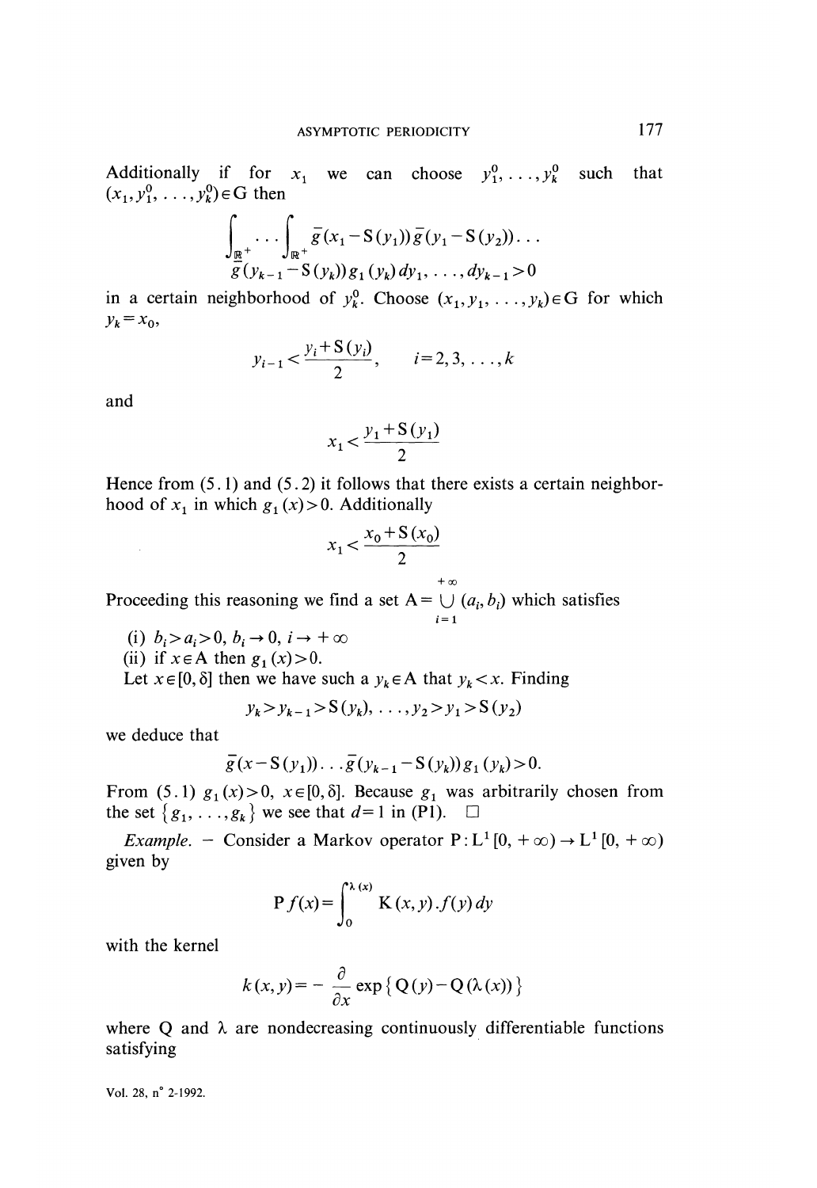Additionally if for $x_1$ we can choose $y_1^0, \ldots, y_k^0$ such that $(x_1, y_1^0, \ldots, y_k^0) \in G$ then

$$\int_{\mathbb{R}^+} \cdots \int_{\mathbb{R}^+} \bar{g}(x_1 - S(y_1)) \bar{g}(y_1 - S(y_2)) \ldots \bar{g}(y_{k-1} - S(y_k)) g_1(y_k) \, dy_1, \ldots, dy_{k-1} > 0$$

in a certain neighborhood of $y_k^0$. Choose $(x_1, y_1, \ldots, y_k) \in G$ for which $y_k = x_0$,

$$y_{i-1} < \frac{y_i + S(y_i)}{2}, \qquad i = 2, 3, \ldots, k$$

and

$$x_1 < \frac{y_1 + S(y_1)}{2}$$

Hence from (5.1) and (5.2) it follows that there exists a certain neighborhood of $x_1$ in which $g_1(x) > 0$. Additionally

$$x_1 < \frac{x_0 + S(x_0)}{2}$$

Proceeding this reasoning we find a set $A = \bigcup_{i=1}^{+\infty} (a_i, b_i)$ which satisfies

(i) $b_i > a_i > 0$, $b_i \to 0$, $i \to +\infty$

(ii) if $x \in A$ then $g_1(x) > 0$.

Let $x \in [0, \delta]$ then we have such a $y_k \in A$ that $y_k < x$. Finding

$$y_k > y_{k-1} > S(y_k), \ldots, y_2 > y_1 > S(y_2)$$

we deduce that

$$\bar{g}(x - S(y_1)) \ldots \bar{g}(y_{k-1} - S(y_k)) g_1(y_k) > 0.$$

From (5.1) $g_1(x) > 0$, $x \in [0, \delta]$. Because $g_1$ was arbitrarily chosen from the set $\{g_1, \ldots, g_k\}$ we see that $d = 1$ in (P1). $\square$

*Example.* – Consider a Markov operator $P : L^1[0, +\infty) \to L^1[0, +\infty)$ given by

$$P f(x) = \int_0^{\lambda(x)} K(x, y) . f(y) \, dy$$

with the kernel

$$k(x, y) = - \frac{\partial}{\partial x} \exp\{Q(y) - Q(\lambda(x))\}$$

where $Q$ and $\lambda$ are nondecreasing continuously differentiable functions satisfying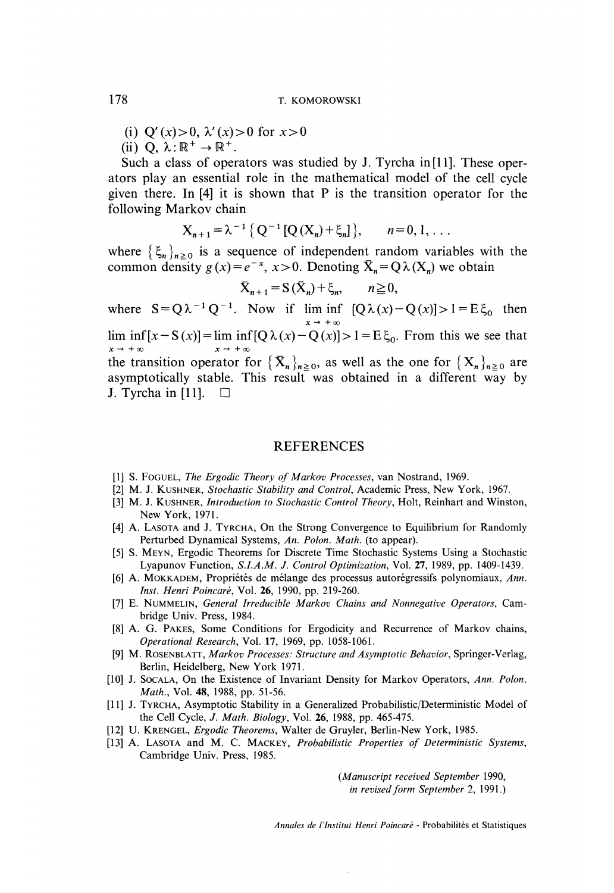(i) $Q'(x)>0$, $\lambda'(x)>0$ for $x>0$

(ii) $Q, \lambda : \mathbb{R}^+ \to \mathbb{R}^+$.

Such a class of operators was studied by J. Tyrcha in [11]. These operators play an essential role in the mathematical model of the cell cycle given there. In [4] it is shown that P is the transition operator for the following Markov chain

$$X_{n+1} = \lambda^{-1}\{Q^{-1}[Q(X_n)+\xi_n]\}, \qquad n=0, 1, \ldots$$

where $\{\xi_n\}_{n \geq 0}$ is a sequence of independent random variables with the common density $g(x)=e^{-x}$, $x>0$. Denoting $\bar{X}_n = Q\lambda(X_n)$ we obtain

$$\bar{X}_{n+1} = S(\bar{X}_n)+\xi_n, \qquad n \geq 0,$$

where $S = Q\lambda^{-1}Q^{-1}$. Now if $\liminf_{x \to +\infty} [Q\lambda(x) - Q(x)] > 1 = E\xi_0$ then $\liminf_{x \to +\infty} [x - S(x)] = \liminf_{x \to +\infty} [Q\lambda(x) - Q(x)] > 1 = E\xi_0$. From this we see that the transition operator for $\{\bar{X}_n\}_{n \geq 0}$, as well as the one for $\{X_n\}_{n \geq 0}$ are asymptotically stable. This result was obtained in a different way by J. Tyrcha in [11]. □

## REFERENCES

[1] S. Foguel, *The Ergodic Theory of Markov Processes*, van Nostrand, 1969.

[2] M. J. Kushner, *Stochastic Stability and Control*, Academic Press, New York, 1967.

[3] M. J. Kushner, *Introduction to Stochastic Control Theory*, Holt, Reinhart and Winston, New York, 1971.

[4] A. Lasota and J. Tyrcha, On the Strong Convergence to Equilibrium for Randomly Perturbed Dynamical Systems, *An. Polon. Math.* (to appear).

[5] S. Meyn, Ergodic Theorems for Discrete Time Stochastic Systems Using a Stochastic Lyapunov Function, *S.I.A.M. J. Control Optimization*, Vol. **27**, 1989, pp. 1409-1439.

[6] A. Mokkadem, Propriétés de mélange des processus autorégressifs polynomiaux, *Ann. Inst. Henri Poincaré*, Vol. **26**, 1990, pp. 219-260.

[7] E. Nummelin, *General Irreducible Markov Chains and Nonnegative Operators*, Cambridge Univ. Press, 1984.

[8] A. G. Pakes, Some Conditions for Ergodicity and Recurrence of Markov chains, *Operational Research*, Vol. **17**, 1969, pp. 1058-1061.

[9] M. Rosenblatt, *Markov Processes: Structure and Asymptotic Behavior*, Springer-Verlag, Berlin, Heidelberg, New York 1971.

[10] J. Socala, On the Existence of Invariant Density for Markov Operators, *Ann. Polon. Math.*, Vol. **48**, 1988, pp. 51-56.

[11] J. Tyrcha, Asymptotic Stability in a Generalized Probabilistic/Deterministic Model of the Cell Cycle, *J. Math. Biology*, Vol. **26**, 1988, pp. 465-475.

[12] U. Krengel, *Ergodic Theorems*, Walter de Gruyler, Berlin-New York, 1985.

[13] A. Lasota and M. C. Mackey, *Probabilistic Properties of Deterministic Systems*, Cambridge Univ. Press, 1985.

(*Manuscript received September* 1990, *in revised form September* 2, 1991.)